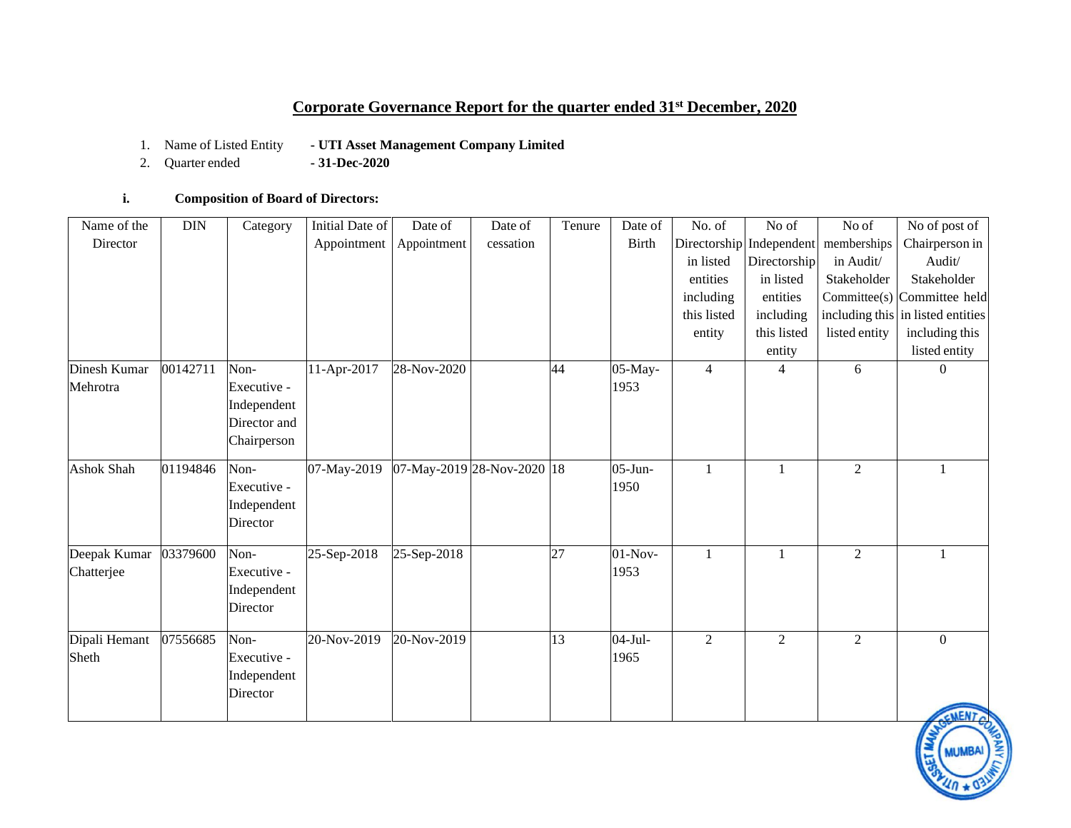# Corporate Governance Report for the quarter ended 31st December, 2020

1. Name of Listed Entity - **UTI Asset Management Company Limited**
2. Quarter ended - **31-Dec-2020**

**i. Composition of Board of Directors:**

| Name of the Director | DIN | Category | Initial Date of Appointment | Date of Appointment | Date of cessation | Tenure | Date of Birth | No. of Directorship in listed entities including this listed entity | No of Independent Directorship in listed entities including this listed entity | No of memberships in Audit/ Stakeholder Committee(s) including this listed entity | No of post of Chairperson in Audit/ Stakeholder Committee held in listed entities including this listed entity |
|---|---|---|---|---|---|---|---|---|---|---|---|
| Dinesh Kumar Mehrotra | 00142711 | Non-Executive - Independent Director and Chairperson | 11-Apr-2017 | 28-Nov-2020 | | 44 | 05-May-1953 | 4 | 4 | 6 | 0 |
| Ashok Shah | 01194846 | Non-Executive - Independent Director | 07-May-2019 | 07-May-2019 | 28-Nov-2020 | 18 | 05-Jun-1950 | 1 | 1 | 2 | 1 |
| Deepak Kumar Chatterjee | 03379600 | Non-Executive - Independent Director | 25-Sep-2018 | 25-Sep-2018 | | 27 | 01-Nov-1953 | 1 | 1 | 2 | 1 |
| Dipali Hemant Sheth | 07556685 | Non-Executive - Independent Director | 20-Nov-2019 | 20-Nov-2019 | | 13 | 04-Jul-1965 | 2 | 2 | 2 | 0 |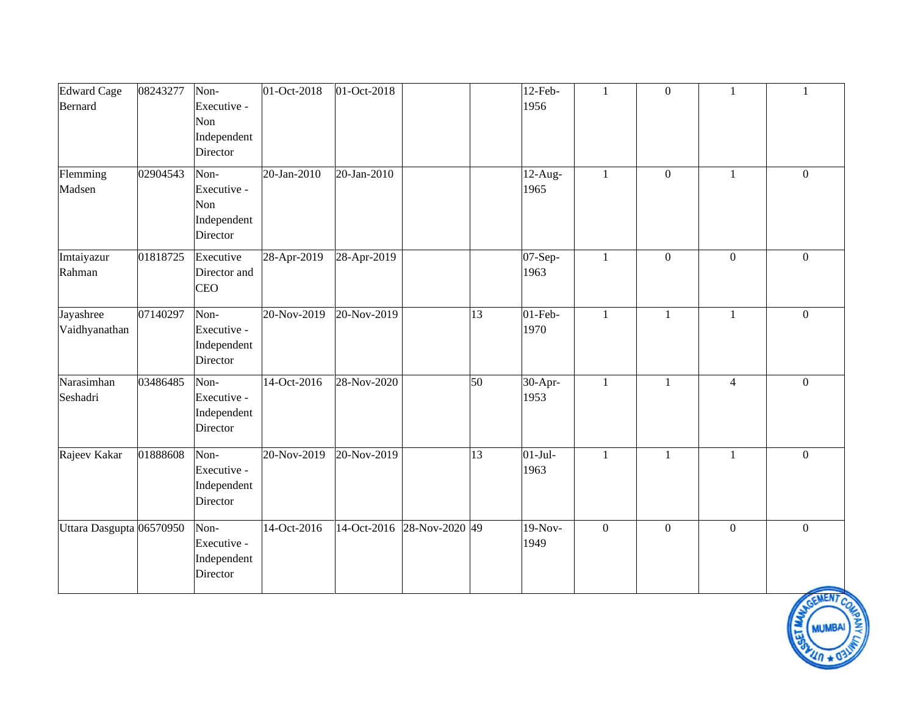| | | | | | | | | | | | |
|---|---|---|---|---|---|---|---|---|---|---|---|
| Edward Cage Bernard | 08243277 | Non-Executive - Non Independent Director | 01-Oct-2018 | 01-Oct-2018 | | | 12-Feb-1956 | 1 | 0 | 1 | 1 |
| Flemming Madsen | 02904543 | Non-Executive - Non Independent Director | 20-Jan-2010 | 20-Jan-2010 | | | 12-Aug-1965 | 1 | 0 | 1 | 0 |
| Imtaiyazur Rahman | 01818725 | Executive Director and CEO | 28-Apr-2019 | 28-Apr-2019 | | | 07-Sep-1963 | 1 | 0 | 0 | 0 |
| Jayashree Vaidhyanathan | 07140297 | Non-Executive - Independent Director | 20-Nov-2019 | 20-Nov-2019 | | 13 | 01-Feb-1970 | 1 | 1 | 1 | 0 |
| Narasimhan Seshadri | 03486485 | Non-Executive - Independent Director | 14-Oct-2016 | 28-Nov-2020 | | 50 | 30-Apr-1953 | 1 | 1 | 4 | 0 |
| Rajeev Kakar | 01888608 | Non-Executive - Independent Director | 20-Nov-2019 | 20-Nov-2019 | | 13 | 01-Jul-1963 | 1 | 1 | 1 | 0 |
| Uttara Dasgupta | 06570950 | Non-Executive - Independent Director | 14-Oct-2016 | 14-Oct-2016 | 28-Nov-2020 | 49 | 19-Nov-1949 | 0 | 0 | 0 | 0 |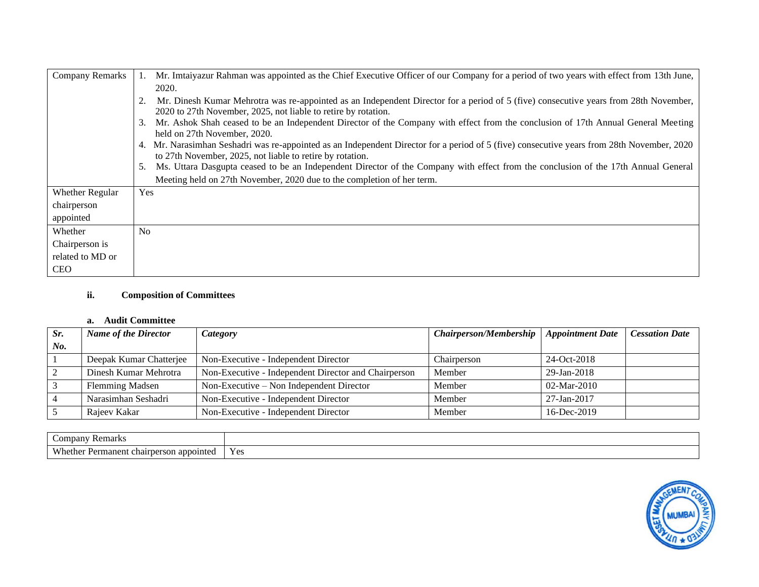| Company Remarks | 1. Mr. Imtaiyazur Rahman was appointed as the Chief Executive Officer of our Company for a period of two years with effect from 13th June, 2020.<br>2. Mr. Dinesh Kumar Mehrotra was re-appointed as an Independent Director for a period of 5 (five) consecutive years from 28th November, 2020 to 27th November, 2025, not liable to retire by rotation.<br>3. Mr. Ashok Shah ceased to be an Independent Director of the Company with effect from the conclusion of 17th Annual General Meeting held on 27th November, 2020.<br>4. Mr. Narasimhan Seshadri was re-appointed as an Independent Director for a period of 5 (five) consecutive years from 28th November, 2020 to 27th November, 2025, not liable to retire by rotation.<br>5. Ms. Uttara Dasgupta ceased to be an Independent Director of the Company with effect from the conclusion of the 17th Annual General Meeting held on 27th November, 2020 due to the completion of her term. |
|---|---|
| Whether Regular chairperson appointed | Yes |
| Whether Chairperson is related to MD or CEO | No |

### ii. Composition of Committees

#### a. Audit Committee

| *Sr. No.* | *Name of the Director* | *Category* | *Chairperson/Membership* | *Appointment Date* | *Cessation Date* |
|---|---|---|---|---|---|
| 1 | Deepak Kumar Chatterjee | Non-Executive - Independent Director | Chairperson | 24-Oct-2018 | |
| 2 | Dinesh Kumar Mehrotra | Non-Executive - Independent Director and Chairperson | Member | 29-Jan-2018 | |
| 3 | Flemming Madsen | Non-Executive – Non Independent Director | Member | 02-Mar-2010 | |
| 4 | Narasimhan Seshadri | Non-Executive - Independent Director | Member | 27-Jan-2017 | |
| 5 | Rajeev Kakar | Non-Executive - Independent Director | Member | 16-Dec-2019 | |

| Company Remarks | |
|---|---|
| Whether Permanent chairperson appointed | Yes |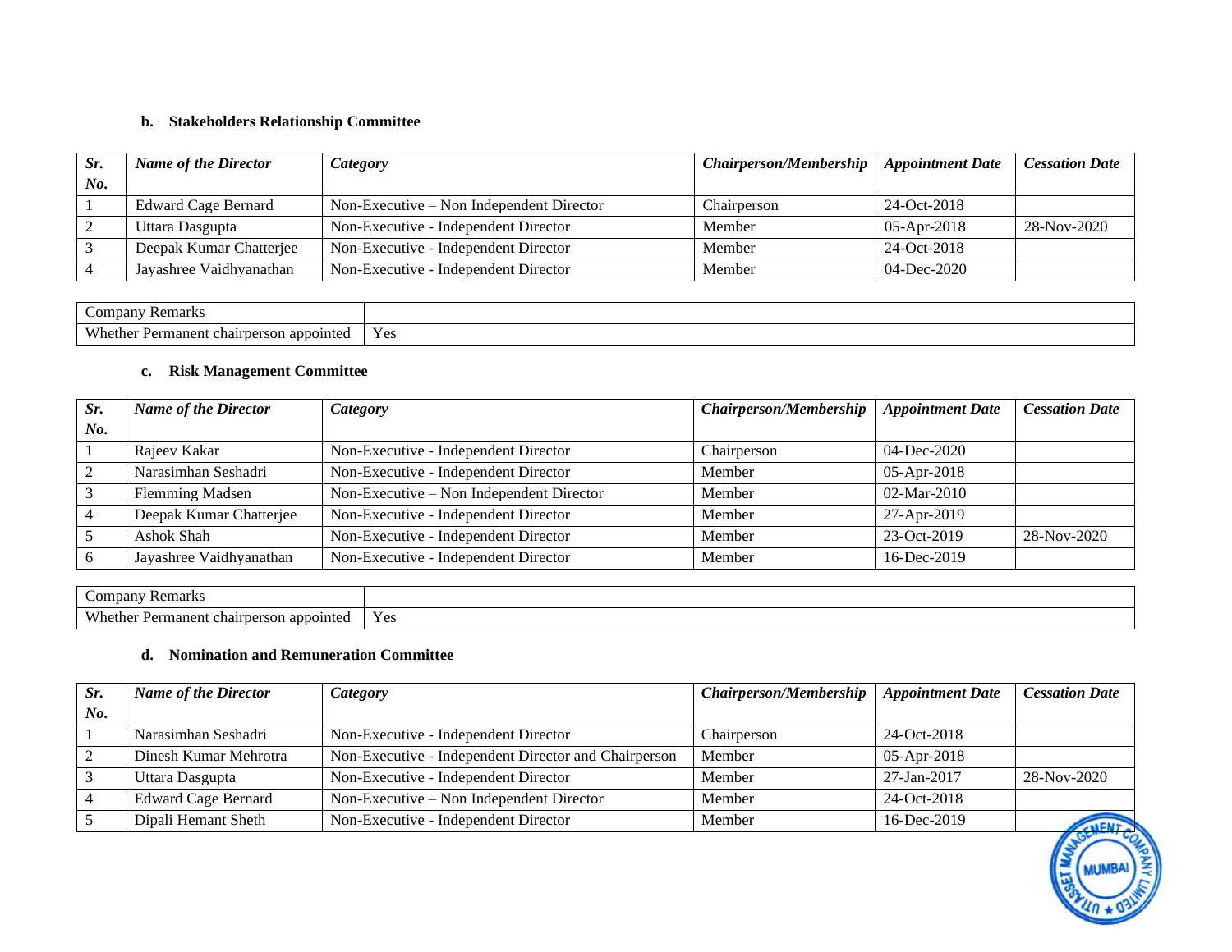**b. Stakeholders Relationship Committee**

| *Sr. No.* | *Name of the Director* | *Category* | *Chairperson/Membership* | *Appointment Date* | *Cessation Date* |
|---|---|---|---|---|---|
| 1 | Edward Cage Bernard | Non-Executive – Non Independent Director | Chairperson | 24-Oct-2018 | |
| 2 | Uttara Dasgupta | Non-Executive - Independent Director | Member | 05-Apr-2018 | 28-Nov-2020 |
| 3 | Deepak Kumar Chatterjee | Non-Executive - Independent Director | Member | 24-Oct-2018 | |
| 4 | Jayashree Vaidhyanathan | Non-Executive - Independent Director | Member | 04-Dec-2020 | |

| Company Remarks | |
|---|---|
| Whether Permanent chairperson appointed | Yes |

**c. Risk Management Committee**

| *Sr. No.* | *Name of the Director* | *Category* | *Chairperson/Membership* | *Appointment Date* | *Cessation Date* |
|---|---|---|---|---|---|
| 1 | Rajeev Kakar | Non-Executive - Independent Director | Chairperson | 04-Dec-2020 | |
| 2 | Narasimhan Seshadri | Non-Executive - Independent Director | Member | 05-Apr-2018 | |
| 3 | Flemming Madsen | Non-Executive – Non Independent Director | Member | 02-Mar-2010 | |
| 4 | Deepak Kumar Chatterjee | Non-Executive - Independent Director | Member | 27-Apr-2019 | |
| 5 | Ashok Shah | Non-Executive - Independent Director | Member | 23-Oct-2019 | 28-Nov-2020 |
| 6 | Jayashree Vaidhyanathan | Non-Executive - Independent Director | Member | 16-Dec-2019 | |

| Company Remarks | |
|---|---|
| Whether Permanent chairperson appointed | Yes |

**d. Nomination and Remuneration Committee**

| *Sr. No.* | *Name of the Director* | *Category* | *Chairperson/Membership* | *Appointment Date* | *Cessation Date* |
|---|---|---|---|---|---|
| 1 | Narasimhan Seshadri | Non-Executive - Independent Director | Chairperson | 24-Oct-2018 | |
| 2 | Dinesh Kumar Mehrotra | Non-Executive - Independent Director and Chairperson | Member | 05-Apr-2018 | |
| 3 | Uttara Dasgupta | Non-Executive - Independent Director | Member | 27-Jan-2017 | 28-Nov-2020 |
| 4 | Edward Cage Bernard | Non-Executive – Non Independent Director | Member | 24-Oct-2018 | |
| 5 | Dipali Hemant Sheth | Non-Executive - Independent Director | Member | 16-Dec-2019 | |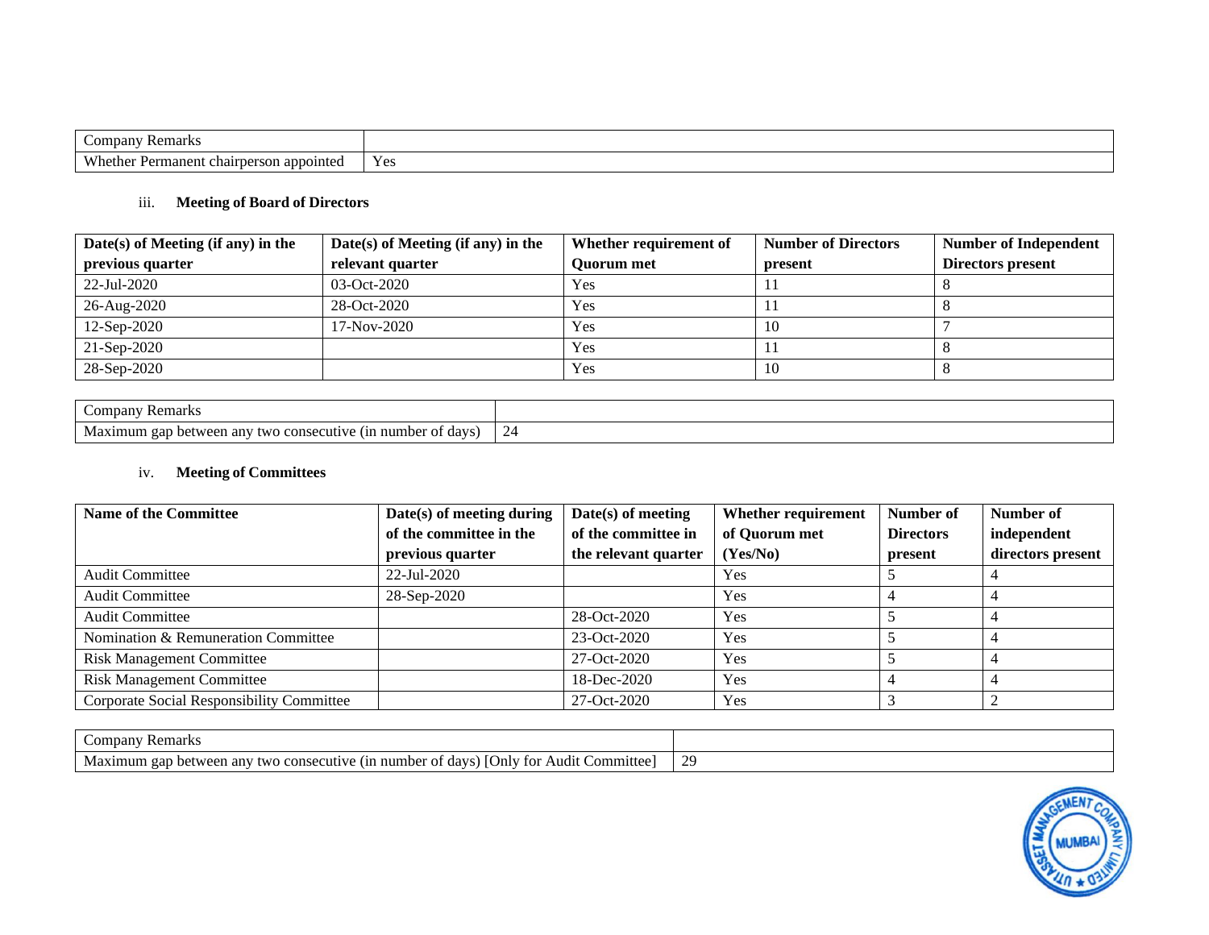| Company Remarks | |
|---|---|
| Whether Permanent chairperson appointed | Yes |

### iii. Meeting of Board of Directors

| Date(s) of Meeting (if any) in the previous quarter | Date(s) of Meeting (if any) in the relevant quarter | Whether requirement of Quorum met | Number of Directors present | Number of Independent Directors present |
|---|---|---|---|---|
| 22-Jul-2020 | 03-Oct-2020 | Yes | 11 | 8 |
| 26-Aug-2020 | 28-Oct-2020 | Yes | 11 | 8 |
| 12-Sep-2020 | 17-Nov-2020 | Yes | 10 | 7 |
| 21-Sep-2020 | | Yes | 11 | 8 |
| 28-Sep-2020 | | Yes | 10 | 8 |

| Company Remarks | |
|---|---|
| Maximum gap between any two consecutive (in number of days) | 24 |

### iv. Meeting of Committees

| Name of the Committee | Date(s) of meeting during of the committee in the previous quarter | Date(s) of meeting of the committee in the relevant quarter | Whether requirement of Quorum met (Yes/No) | Number of Directors present | Number of independent directors present |
|---|---|---|---|---|---|
| Audit Committee | 22-Jul-2020 | | Yes | 5 | 4 |
| Audit Committee | 28-Sep-2020 | | Yes | 4 | 4 |
| Audit Committee | | 28-Oct-2020 | Yes | 5 | 4 |
| Nomination & Remuneration Committee | | 23-Oct-2020 | Yes | 5 | 4 |
| Risk Management Committee | | 27-Oct-2020 | Yes | 5 | 4 |
| Risk Management Committee | | 18-Dec-2020 | Yes | 4 | 4 |
| Corporate Social Responsibility Committee | | 27-Oct-2020 | Yes | 3 | 2 |

| Company Remarks | |
|---|---|
| Maximum gap between any two consecutive (in number of days) [Only for Audit Committee] | 29 |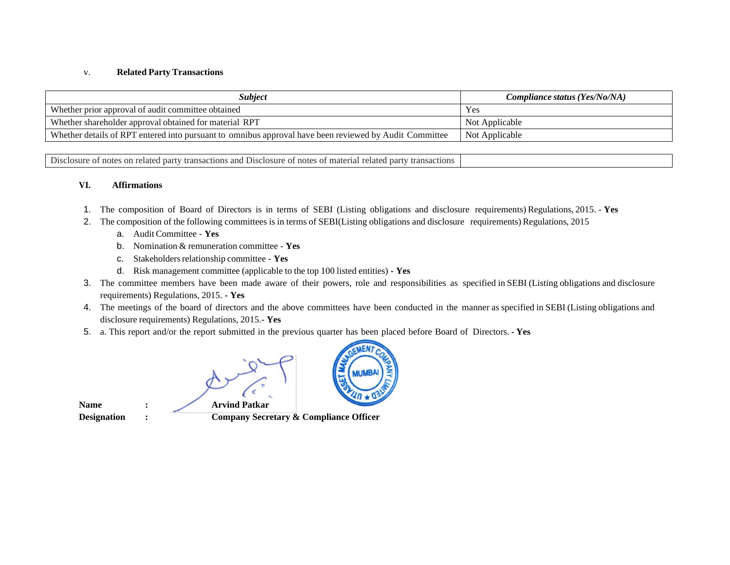v. **Related Party Transactions**

| *Subject* | *Compliance status (Yes/No/NA)* |
|---|---|
| Whether prior approval of audit committee obtained | Yes |
| Whether shareholder approval obtained for material RPT | Not Applicable |
| Whether details of RPT entered into pursuant to omnibus approval have been reviewed by Audit Committee | Not Applicable |

| | |
|---|---|
| Disclosure of notes on related party transactions and Disclosure of notes of material related party transactions | |

**VI. Affirmations**

1. The composition of Board of Directors is in terms of SEBI (Listing obligations and disclosure requirements) Regulations, 2015. - **Yes**
2. The composition of the following committees is in terms of SEBI(Listing obligations and disclosure requirements) Regulations, 2015
   a. Audit Committee - **Yes**
   b. Nomination & remuneration committee - **Yes**
   c. Stakeholders relationship committee - **Yes**
   d. Risk management committee (applicable to the top 100 listed entities) **- Yes**
3. The committee members have been made aware of their powers, role and responsibilities as specified in SEBI (Listing obligations and disclosure requirements) Regulations, 2015. **- Yes**
4. The meetings of the board of directors and the above committees have been conducted in the manner as specified in SEBI (Listing obligations and disclosure requirements) Regulations, 2015.**- Yes**
5. a. This report and/or the report submitted in the previous quarter has been placed before Board of Directors. **- Yes**

UTI ASSET MANAGEMENT COMPANY LIMITED MUMBAI

**Name** : **Arvind Patkar**

**Designation** : **Company Secretary & Compliance Officer**